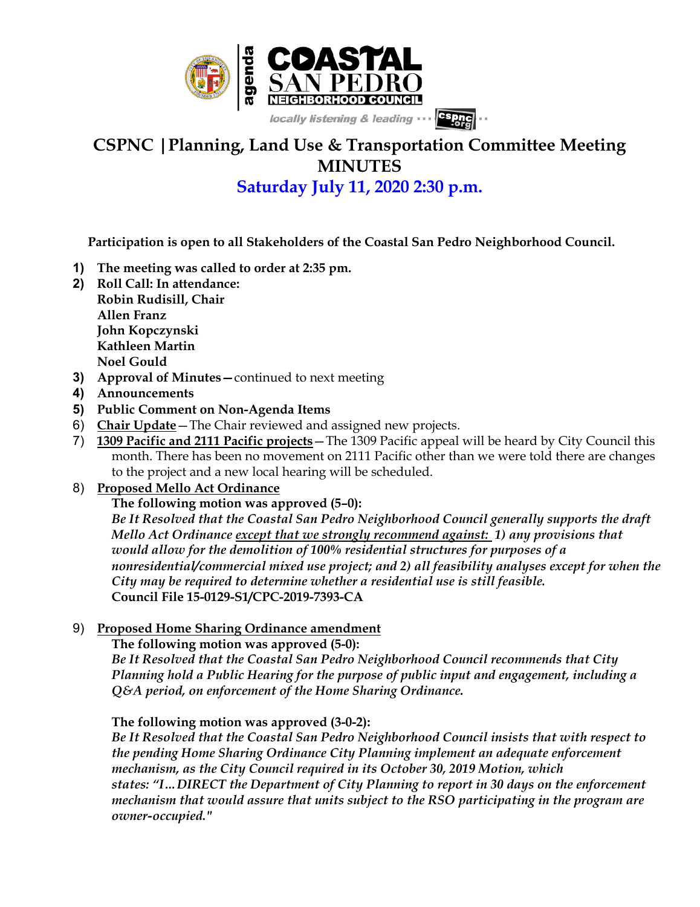# CSPNC | Planning, Land Use & Transportation Committee Meeting MINUTES

## Saturday July 11, 2020 2:30 p.m.

**Participation is open to all Stakeholders of the Coastal San Pedro Neighborhood Council.**

1) **The meeting was called to order at 2:35 pm.**
2) **Roll Call: In attendance:**
   **Robin Rudisill, Chair**
   **Allen Franz**
   **John Kopczynski**
   **Kathleen Martin**
   **Noel Gould**
3) **Approval of Minutes**—continued to next meeting
4) **Announcements**
5) **Public Comment on Non-Agenda Items**
6) **Chair Update**—The Chair reviewed and assigned new projects.
7) **1309 Pacific and 2111 Pacific projects**—The 1309 Pacific appeal will be heard by City Council this month. There has been no movement on 2111 Pacific other than we were told there are changes to the project and a new local hearing will be scheduled.
8) **Proposed Mello Act Ordinance**

   **The following motion was approved (5–0):**

   ***Be It Resolved that the Coastal San Pedro Neighborhood Council generally supports the draft Mello Act Ordinance except that we strongly recommend against: 1) any provisions that would allow for the demolition of 100% residential structures for purposes of a nonresidential/commercial mixed use project; and 2) all feasibility analyses except for when the City may be required to determine whether a residential use is still feasible.***

   **Council File 15-0129-S1/CPC-2019-7393-CA**

9) **Proposed Home Sharing Ordinance amendment**

   **The following motion was approved (5-0):**

   ***Be It Resolved that the Coastal San Pedro Neighborhood Council recommends that City Planning hold a Public Hearing for the purpose of public input and engagement, including a Q&A period, on enforcement of the Home Sharing Ordinance.***

   **The following motion was approved (3-0-2):**

   ***Be It Resolved that the Coastal San Pedro Neighborhood Council insists that with respect to the pending Home Sharing Ordinance City Planning implement an adequate enforcement mechanism, as the City Council required in its October 30, 2019 Motion, which states: "I…DIRECT the Department of City Planning to report in 30 days on the enforcement mechanism that would assure that units subject to the RSO participating in the program are owner-occupied."***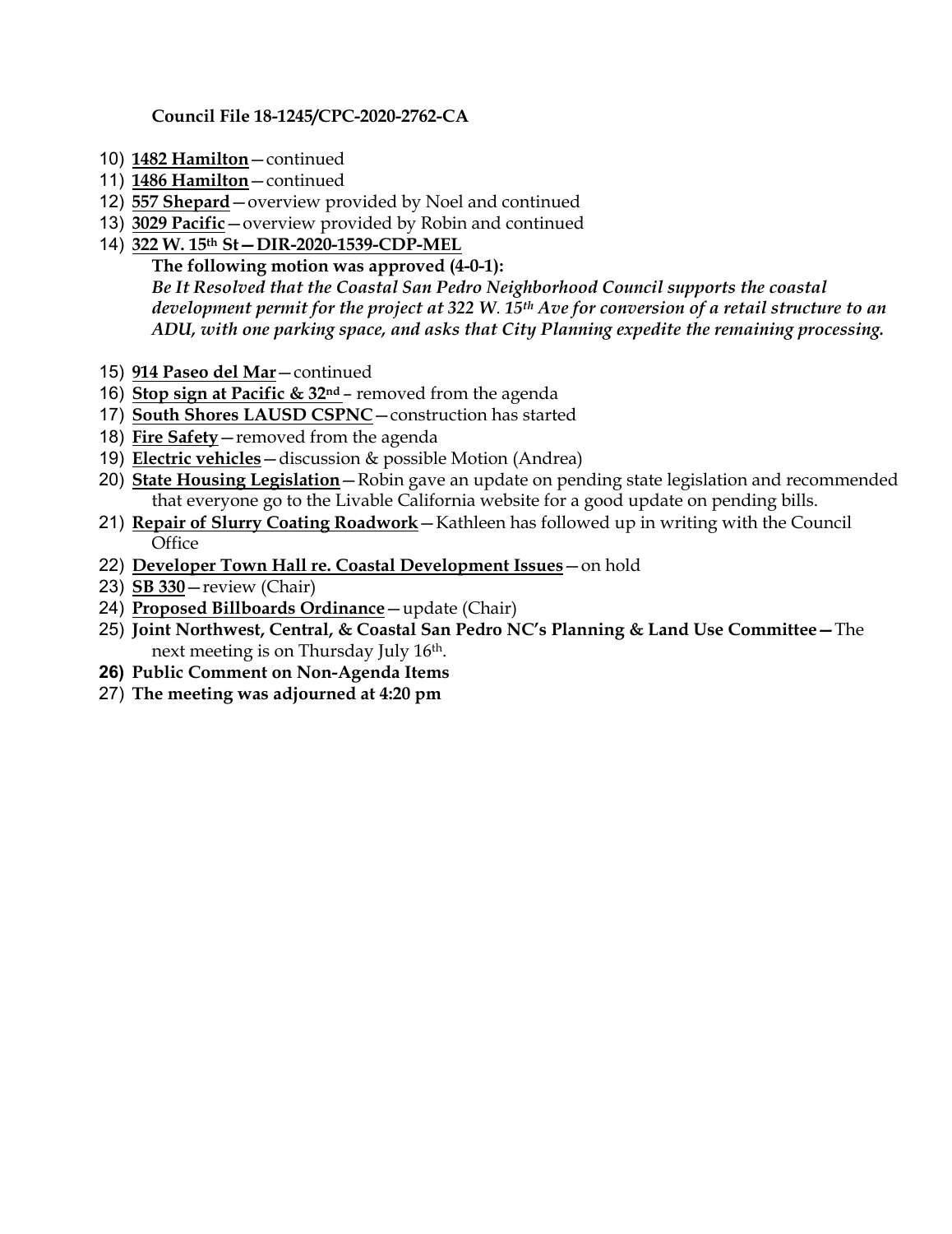**Council File 18-1245/CPC-2020-2762-CA**

10) **1482 Hamilton**—continued
11) **1486 Hamilton**—continued
12) **557 Shepard**—overview provided by Noel and continued
13) **3029 Pacific**—overview provided by Robin and continued
14) **322 W. 15th St—DIR-2020-1539-CDP-MEL**

    **The following motion was approved (4-0-1):**
    ***Be It Resolved that the Coastal San Pedro Neighborhood Council supports the coastal development permit for the project at 322 W. 15th Ave for conversion of a retail structure to an ADU, with one parking space, and asks that City Planning expedite the remaining processing.***

15) **914 Paseo del Mar**—continued
16) **Stop sign at Pacific & 32nd** – removed from the agenda
17) **South Shores LAUSD CSPNC**—construction has started
18) **Fire Safety**—removed from the agenda
19) **Electric vehicles**—discussion & possible Motion (Andrea)
20) **State Housing Legislation**—Robin gave an update on pending state legislation and recommended that everyone go to the Livable California website for a good update on pending bills.
21) **Repair of Slurry Coating Roadwork**—Kathleen has followed up in writing with the Council Office
22) **Developer Town Hall re. Coastal Development Issues**—on hold
23) **SB 330**—review (Chair)
24) **Proposed Billboards Ordinance**—update (Chair)
25) **Joint Northwest, Central, & Coastal San Pedro NC's Planning & Land Use Committee—**The next meeting is on Thursday July 16th.
26) **Public Comment on Non-Agenda Items**
27) **The meeting was adjourned at 4:20 pm**